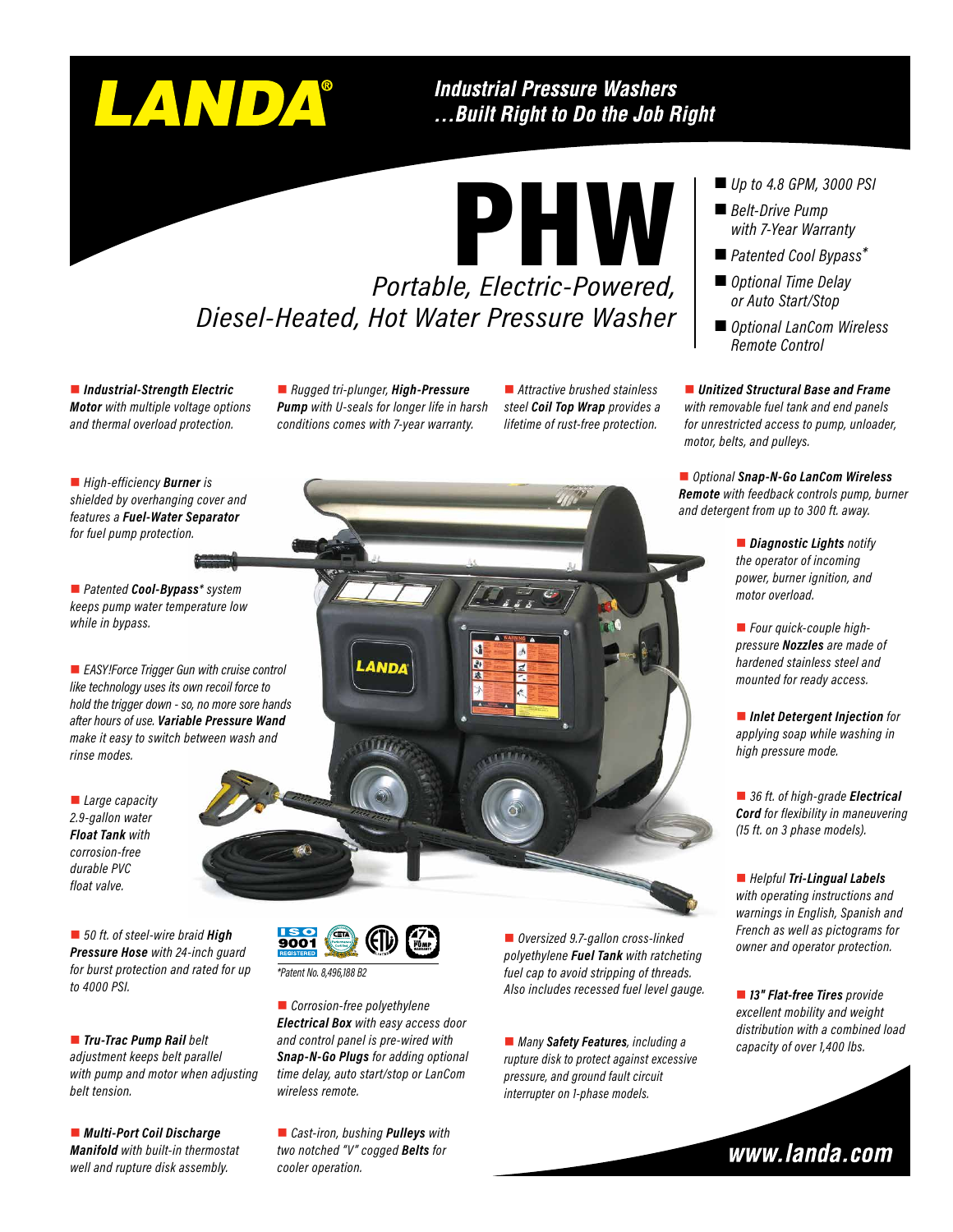# LANDA®

## Industrial Pressure Washers
## ...Built Right to Do the Job Right

# PHW

## *Portable, Electric-Powered, Diesel-Heated, Hot Water Pressure Washer*

- *Up to 4.8 GPM, 3000 PSI*
- *Belt-Drive Pump with 7-Year Warranty*
- *Patented Cool Bypass**
- *Optional Time Delay or Auto Start/Stop*
- *Optional LanCom Wireless Remote Control*

- ***Industrial-Strength Electric Motor** with multiple voltage options and thermal overload protection.*
- *Rugged tri-plunger, **High-Pressure Pump** with U-seals for longer life in harsh conditions comes with 7-year warranty.*
- *Attractive brushed stainless steel **Coil Top Wrap** provides a lifetime of rust-free protection.*
- ***Unitized Structural Base and Frame** with removable fuel tank and end panels for unrestricted access to pump, unloader, motor, belts, and pulleys.*
- *High-efficiency **Burner** is shielded by overhanging cover and features a **Fuel-Water Separator** for fuel pump protection.*
- *Optional **Snap-N-Go LanCom Wireless Remote** with feedback controls pump, burner and detergent from up to 300 ft. away.*
- ***Diagnostic Lights** notify the operator of incoming power, burner ignition, and motor overload.*
- *Patented **Cool-Bypass*** system keeps pump water temperature low while in bypass.*
- *EASY!Force Trigger Gun with cruise control like technology uses its own recoil force to hold the trigger down - so, no more sore hands after hours of use. **Variable Pressure Wand** make it easy to switch between wash and rinse modes.*
- *Four quick-couple high-pressure **Nozzles** are made of hardened stainless steel and mounted for ready access.*
- ***Inlet Detergent Injection** for applying soap while washing in high pressure mode.*
- *Large capacity 2.9-gallon water **Float Tank** with corrosion-free durable PVC float valve.*
- *36 ft. of high-grade **Electrical Cord** for flexibility in maneuvering (15 ft. on 3 phase models).*
- ***Helpful Tri-Lingual Labels** with operating instructions and warnings in English, Spanish and French as well as pictograms for owner and operator protection.*
- *50 ft. of steel-wire braid **High Pressure Hose** with 24-inch guard for burst protection and rated for up to 4000 PSI.*
- *Oversized 9.7-gallon cross-linked polyethylene **Fuel Tank** with ratcheting fuel cap to avoid stripping of threads. Also includes recessed fuel level gauge.*
- ***13" Flat-free Tires** provide excellent mobility and weight distribution with a combined load capacity of over 1,400 lbs.*
- *Corrosion-free polyethylene **Electrical Box** with easy access door and control panel is pre-wired with **Snap-N-Go Plugs** for adding optional time delay, auto start/stop or LanCom wireless remote.*
- ***Tru-Trac Pump Rail** belt adjustment keeps belt parallel with pump and motor when adjusting belt tension.*
- *Many **Safety Features**, including a rupture disk to protect against excessive pressure, and ground fault circuit interrupter on 1-phase models.*
- ***Multi-Port Coil Discharge Manifold** with built-in thermostat well and rupture disk assembly.*
- *Cast-iron, bushing **Pulleys** with two notched "V" cogged **Belts** for cooler operation.*

ISO 9001 REGISTERED

*Patent No. 8,496,188 B2

**www.landa.com**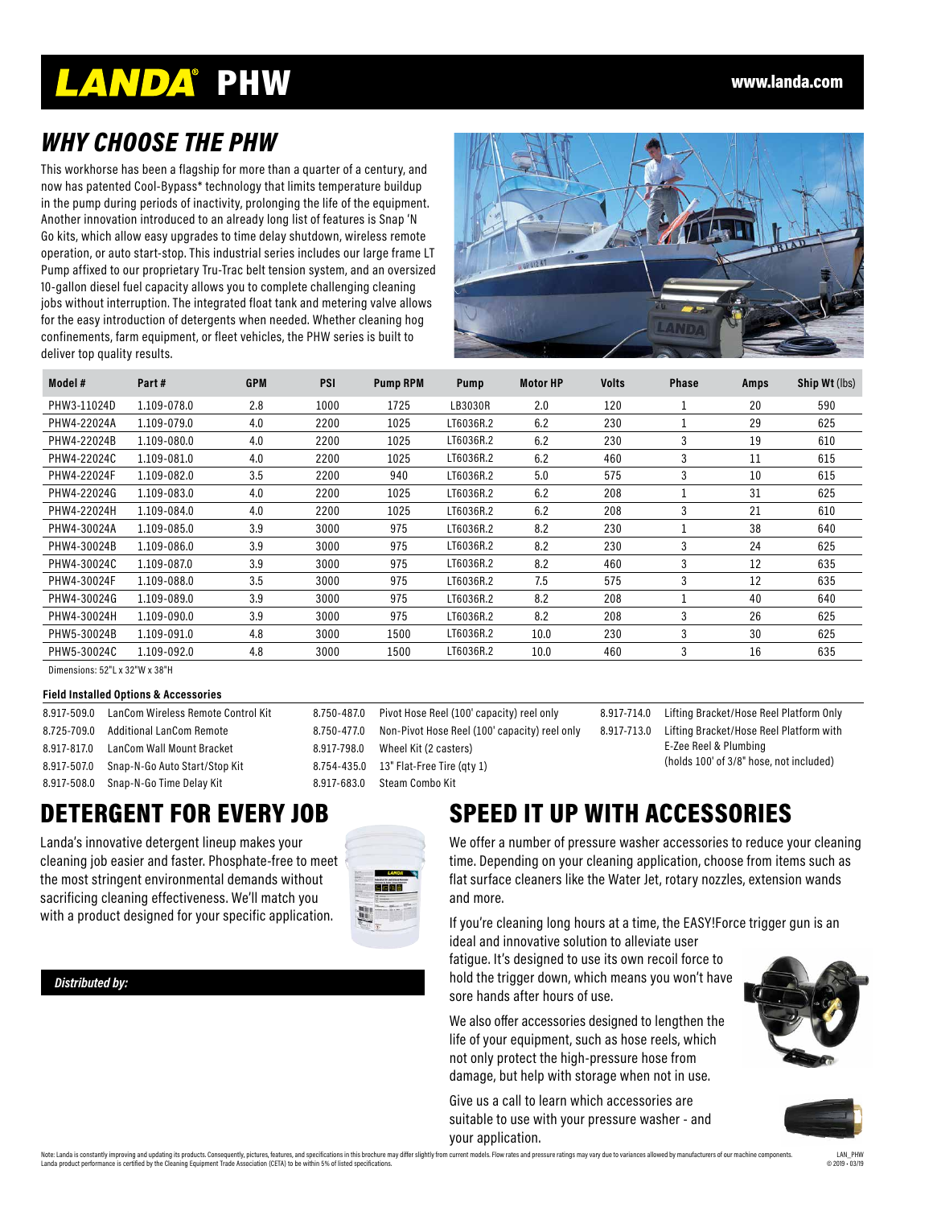# LANDA® PHW

www.landa.com

## WHY CHOOSE THE PHW

This workhorse has been a flagship for more than a quarter of a century, and now has patented Cool-Bypass* technology that limits temperature buildup in the pump during periods of inactivity, prolonging the life of the equipment. Another innovation introduced to an already long list of features is Snap 'N Go kits, which allow easy upgrades to time delay shutdown, wireless remote operation, or auto start-stop. This industrial series includes our large frame LT Pump affixed to our proprietary Tru-Trac belt tension system, and an oversized 10-gallon diesel fuel capacity allows you to complete challenging cleaning jobs without interruption. The integrated float tank and metering valve allows for the easy introduction of detergents when needed. Whether cleaning hog confinements, farm equipment, or fleet vehicles, the PHW series is built to deliver top quality results.

| Model # | Part # | GPM | PSI | Pump RPM | Pump | Motor HP | Volts | Phase | Amps | Ship Wt (lbs) |
|---|---|---|---|---|---|---|---|---|---|---|
| PHW3-11024D | 1.109-078.0 | 2.8 | 1000 | 1725 | LB3030R | 2.0 | 120 | 1 | 20 | 590 |
| PHW4-22024A | 1.109-079.0 | 4.0 | 2200 | 1025 | LT6036R.2 | 6.2 | 230 | 1 | 29 | 625 |
| PHW4-22024B | 1.109-080.0 | 4.0 | 2200 | 1025 | LT6036R.2 | 6.2 | 230 | 3 | 19 | 610 |
| PHW4-22024C | 1.109-081.0 | 4.0 | 2200 | 1025 | LT6036R.2 | 6.2 | 460 | 3 | 11 | 615 |
| PHW4-22024F | 1.109-082.0 | 3.5 | 2200 | 940 | LT6036R.2 | 5.0 | 575 | 3 | 10 | 615 |
| PHW4-22024G | 1.109-083.0 | 4.0 | 2200 | 1025 | LT6036R.2 | 6.2 | 208 | 1 | 31 | 625 |
| PHW4-22024H | 1.109-084.0 | 4.0 | 2200 | 1025 | LT6036R.2 | 6.2 | 208 | 3 | 21 | 610 |
| PHW4-30024A | 1.109-085.0 | 3.9 | 3000 | 975 | LT6036R.2 | 8.2 | 230 | 1 | 38 | 640 |
| PHW4-30024B | 1.109-086.0 | 3.9 | 3000 | 975 | LT6036R.2 | 8.2 | 230 | 3 | 24 | 625 |
| PHW4-30024C | 1.109-087.0 | 3.9 | 3000 | 975 | LT6036R.2 | 8.2 | 460 | 3 | 12 | 635 |
| PHW4-30024F | 1.109-088.0 | 3.5 | 3000 | 975 | LT6036R.2 | 7.5 | 575 | 3 | 12 | 635 |
| PHW4-30024G | 1.109-089.0 | 3.9 | 3000 | 975 | LT6036R.2 | 8.2 | 208 | 1 | 40 | 640 |
| PHW4-30024H | 1.109-090.0 | 3.9 | 3000 | 975 | LT6036R.2 | 8.2 | 208 | 3 | 26 | 625 |
| PHW5-30024B | 1.109-091.0 | 4.8 | 3000 | 1500 | LT6036R.2 | 10.0 | 230 | 3 | 30 | 625 |
| PHW5-30024C | 1.109-092.0 | 4.8 | 3000 | 1500 | LT6036R.2 | 10.0 | 460 | 3 | 16 | 635 |

Dimensions: 52"L x 32"W x 38"H

**Field Installed Options & Accessories**

- 8.917-509.0 LanCom Wireless Remote Control Kit
- 8.725-709.0 Additional LanCom Remote
- 8.917-817.0 LanCom Wall Mount Bracket
- 8.917-507.0 Snap-N-Go Auto Start/Stop Kit
- 8.917-508.0 Snap-N-Go Time Delay Kit
- 8.750-487.0 Pivot Hose Reel (100' capacity) reel only
- 8.750-477.0 Non-Pivot Hose Reel (100' capacity) reel only
- 8.917-798.0 Wheel Kit (2 casters)
- 8.754-435.0 13" Flat-Free Tire (qty 1)
- 8.917-683.0 Steam Combo Kit
- 8.917-714.0 Lifting Bracket/Hose Reel Platform Only
- 8.917-713.0 Lifting Bracket/Hose Reel Platform with E-Zee Reel & Plumbing (holds 100' of 3/8" hose, not included)

## DETERGENT FOR EVERY JOB

Landa's innovative detergent lineup makes your cleaning job easier and faster. Phosphate-free to meet the most stringent environmental demands without sacrificing cleaning effectiveness. We'll match you with a product designed for your specific application.

*Distributed by:*

## SPEED IT UP WITH ACCESSORIES

We offer a number of pressure washer accessories to reduce your cleaning time. Depending on your cleaning application, choose from items such as flat surface cleaners like the Water Jet, rotary nozzles, extension wands and more.

If you're cleaning long hours at a time, the EASY!Force trigger gun is an ideal and innovative solution to alleviate user fatigue. It's designed to use its own recoil force to hold the trigger down, which means you won't have sore hands after hours of use.

We also offer accessories designed to lengthen the life of your equipment, such as hose reels, which not only protect the high-pressure hose from damage, but help with storage when not in use.

Give us a call to learn which accessories are suitable to use with your pressure washer - and your application.

Note: Landa is constantly improving and updating its products. Consequently, pictures, features, and specifications in this brochure may differ slightly from current models. Flow rates and pressure ratings may vary due to variances allowed by manufacturers of our machine components. Landa product performance is certified by the Cleaning Equipment Trade Association (CETA) to be within 5% of listed specifications.

LAN_PHW
© 2019 • 03/19